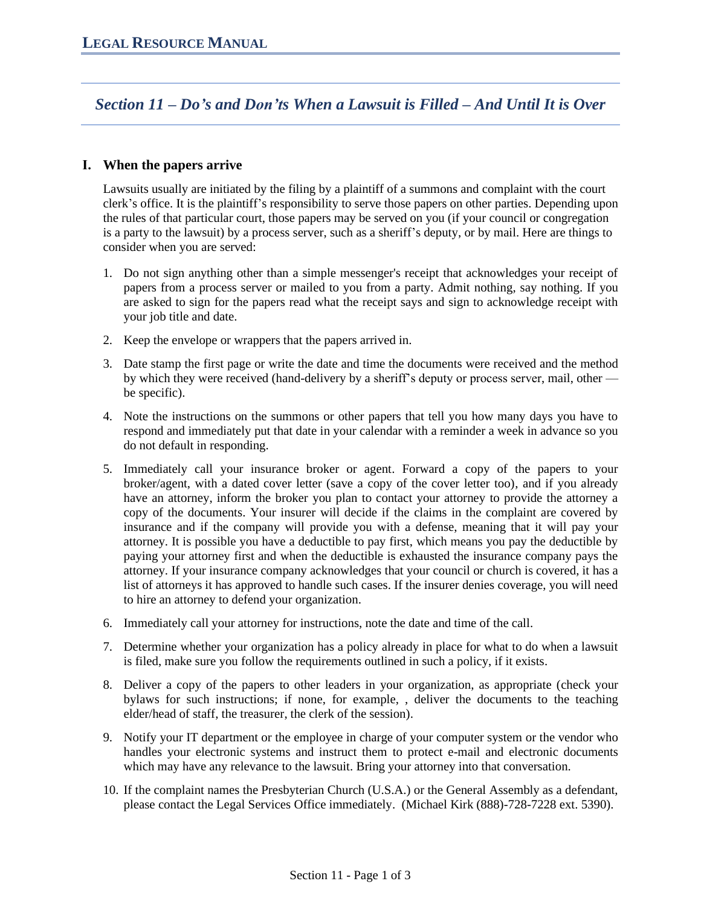## *Section 11 – Do's and Don'ts When a Lawsuit is Filled – And Until It is Over*

### I. When the papers arrive

Lawsuits usually are initiated by the filing by a plaintiff of a summons and complaint with the court clerk's office. It is the plaintiff's responsibility to serve those papers on other parties. Depending upon the rules of that particular court, those papers may be served on you (if your council or congregation is a party to the lawsuit) by a process server, such as a sheriff's deputy, or by mail. Here are things to consider when you are served:

1. Do not sign anything other than a simple messenger's receipt that acknowledges your receipt of papers from a process server or mailed to you from a party. Admit nothing, say nothing. If you are asked to sign for the papers read what the receipt says and sign to acknowledge receipt with your job title and date.
2. Keep the envelope or wrappers that the papers arrived in.
3. Date stamp the first page or write the date and time the documents were received and the method by which they were received (hand-delivery by a sheriff's deputy or process server, mail, other — be specific).
4. Note the instructions on the summons or other papers that tell you how many days you have to respond and immediately put that date in your calendar with a reminder a week in advance so you do not default in responding.
5. Immediately call your insurance broker or agent. Forward a copy of the papers to your broker/agent, with a dated cover letter (save a copy of the cover letter too), and if you already have an attorney, inform the broker you plan to contact your attorney to provide the attorney a copy of the documents. Your insurer will decide if the claims in the complaint are covered by insurance and if the company will provide you with a defense, meaning that it will pay your attorney. It is possible you have a deductible to pay first, which means you pay the deductible by paying your attorney first and when the deductible is exhausted the insurance company pays the attorney. If your insurance company acknowledges that your council or church is covered, it has a list of attorneys it has approved to handle such cases. If the insurer denies coverage, you will need to hire an attorney to defend your organization.
6. Immediately call your attorney for instructions, note the date and time of the call.
7. Determine whether your organization has a policy already in place for what to do when a lawsuit is filed, make sure you follow the requirements outlined in such a policy, if it exists.
8. Deliver a copy of the papers to other leaders in your organization, as appropriate (check your bylaws for such instructions; if none, for example, , deliver the documents to the teaching elder/head of staff, the treasurer, the clerk of the session).
9. Notify your IT department or the employee in charge of your computer system or the vendor who handles your electronic systems and instruct them to protect e-mail and electronic documents which may have any relevance to the lawsuit. Bring your attorney into that conversation.
10. If the complaint names the Presbyterian Church (U.S.A.) or the General Assembly as a defendant, please contact the Legal Services Office immediately. (Michael Kirk (888)-728-7228 ext. 5390).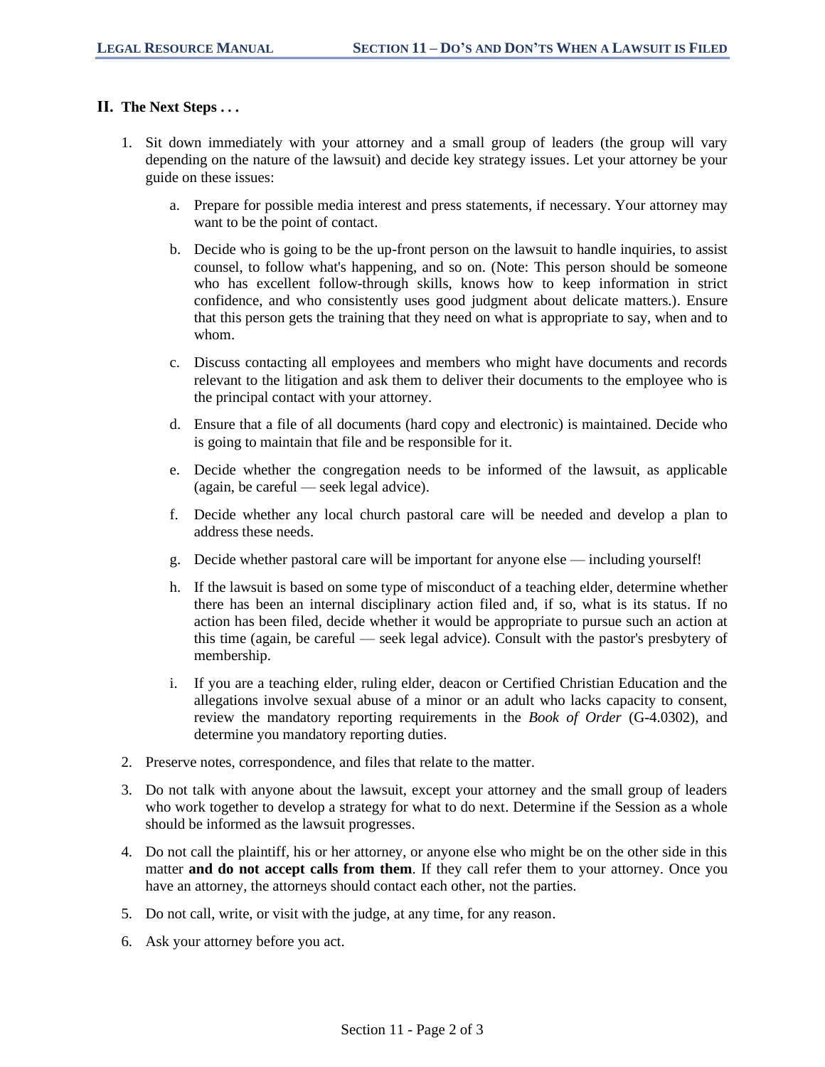## II. The Next Steps . . .

1. Sit down immediately with your attorney and a small group of leaders (the group will vary depending on the nature of the lawsuit) and decide key strategy issues. Let your attorney be your guide on these issues:

    a. Prepare for possible media interest and press statements, if necessary. Your attorney may want to be the point of contact.

    b. Decide who is going to be the up-front person on the lawsuit to handle inquiries, to assist counsel, to follow what's happening, and so on. (Note: This person should be someone who has excellent follow-through skills, knows how to keep information in strict confidence, and who consistently uses good judgment about delicate matters.). Ensure that this person gets the training that they need on what is appropriate to say, when and to whom.

    c. Discuss contacting all employees and members who might have documents and records relevant to the litigation and ask them to deliver their documents to the employee who is the principal contact with your attorney.

    d. Ensure that a file of all documents (hard copy and electronic) is maintained. Decide who is going to maintain that file and be responsible for it.

    e. Decide whether the congregation needs to be informed of the lawsuit, as applicable (again, be careful — seek legal advice).

    f. Decide whether any local church pastoral care will be needed and develop a plan to address these needs.

    g. Decide whether pastoral care will be important for anyone else — including yourself!

    h. If the lawsuit is based on some type of misconduct of a teaching elder, determine whether there has been an internal disciplinary action filed and, if so, what is its status. If no action has been filed, decide whether it would be appropriate to pursue such an action at this time (again, be careful — seek legal advice). Consult with the pastor's presbytery of membership.

    i. If you are a teaching elder, ruling elder, deacon or Certified Christian Education and the allegations involve sexual abuse of a minor or an adult who lacks capacity to consent, review the mandatory reporting requirements in the *Book of Order* (G-4.0302), and determine you mandatory reporting duties.

2. Preserve notes, correspondence, and files that relate to the matter.

3. Do not talk with anyone about the lawsuit, except your attorney and the small group of leaders who work together to develop a strategy for what to do next. Determine if the Session as a whole should be informed as the lawsuit progresses.

4. Do not call the plaintiff, his or her attorney, or anyone else who might be on the other side in this matter **and do not accept calls from them**. If they call refer them to your attorney. Once you have an attorney, the attorneys should contact each other, not the parties.

5. Do not call, write, or visit with the judge, at any time, for any reason.

6. Ask your attorney before you act.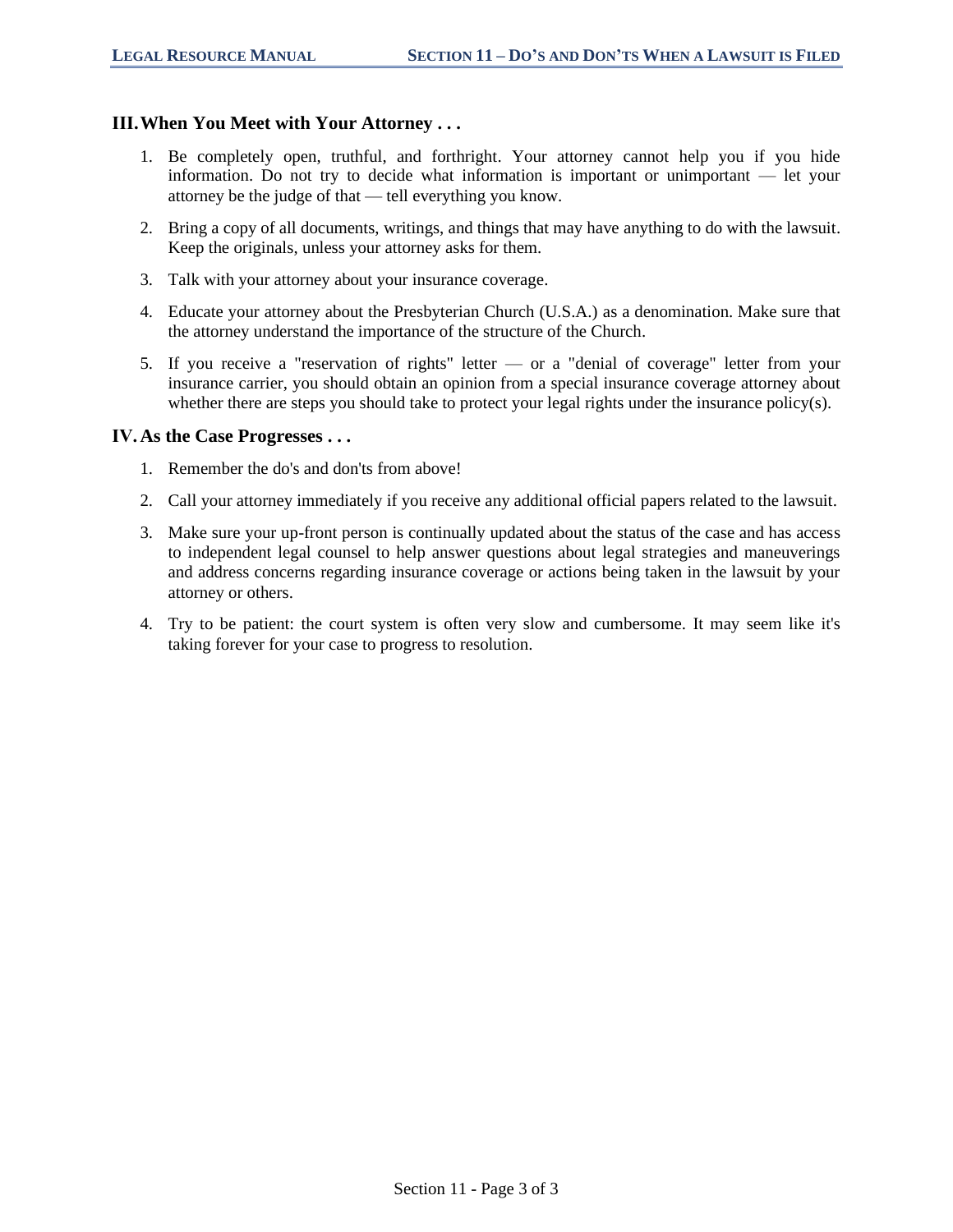## III. When You Meet with Your Attorney . . .

1. Be completely open, truthful, and forthright. Your attorney cannot help you if you hide information. Do not try to decide what information is important or unimportant — let your attorney be the judge of that — tell everything you know.

2. Bring a copy of all documents, writings, and things that may have anything to do with the lawsuit. Keep the originals, unless your attorney asks for them.

3. Talk with your attorney about your insurance coverage.

4. Educate your attorney about the Presbyterian Church (U.S.A.) as a denomination. Make sure that the attorney understand the importance of the structure of the Church.

5. If you receive a "reservation of rights" letter — or a "denial of coverage" letter from your insurance carrier, you should obtain an opinion from a special insurance coverage attorney about whether there are steps you should take to protect your legal rights under the insurance policy(s).

## IV. As the Case Progresses . . .

1. Remember the do's and don'ts from above!

2. Call your attorney immediately if you receive any additional official papers related to the lawsuit.

3. Make sure your up-front person is continually updated about the status of the case and has access to independent legal counsel to help answer questions about legal strategies and maneuverings and address concerns regarding insurance coverage or actions being taken in the lawsuit by your attorney or others.

4. Try to be patient: the court system is often very slow and cumbersome. It may seem like it's taking forever for your case to progress to resolution.